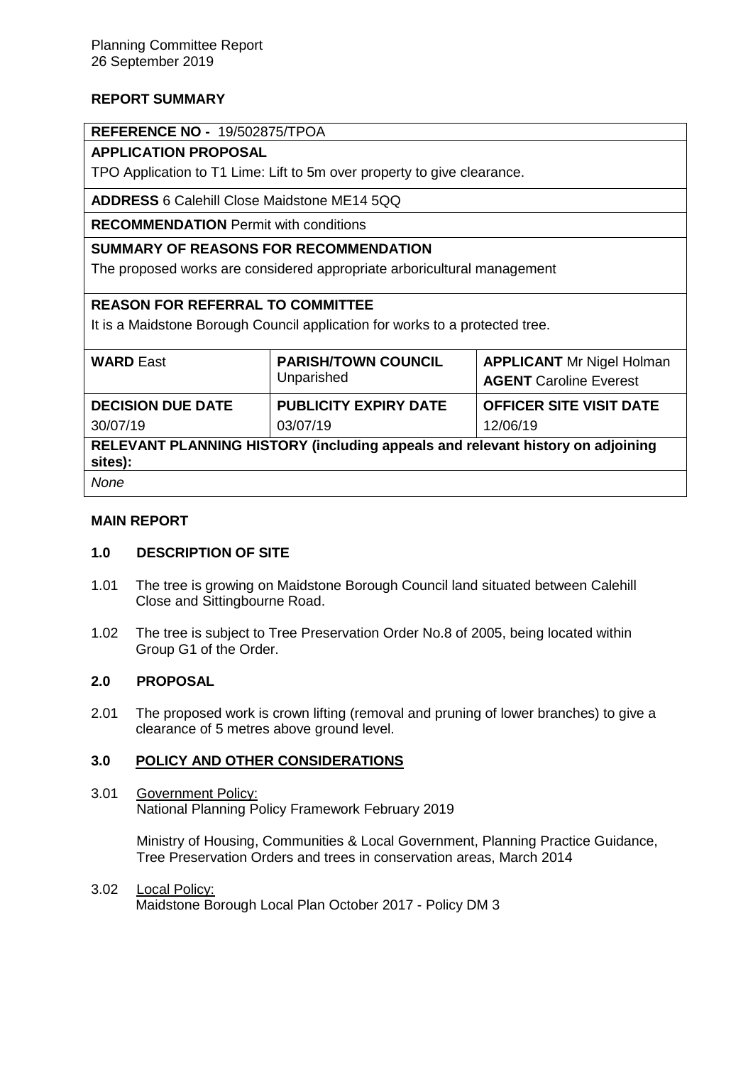Planning Committee Report
26 September 2019

**REPORT SUMMARY**

| **REFERENCE NO -** 19/502875/TPOA | | |
|---|---|---|
| **APPLICATION PROPOSAL**<br>TPO Application to T1 Lime: Lift to 5m over property to give clearance. | | |
| **ADDRESS** 6 Calehill Close Maidstone ME14 5QQ | | |
| **RECOMMENDATION** Permit with conditions | | |
| **SUMMARY OF REASONS FOR RECOMMENDATION**<br>The proposed works are considered appropriate arboricultural management | | |
| **REASON FOR REFERRAL TO COMMITTEE**<br>It is a Maidstone Borough Council application for works to a protected tree. | | |
| **WARD** East | **PARISH/TOWN COUNCIL** Unparished | **APPLICANT** Mr Nigel Holman<br>**AGENT** Caroline Everest |
| **DECISION DUE DATE**<br>30/07/19 | **PUBLICITY EXPIRY DATE**<br>03/07/19 | **OFFICER SITE VISIT DATE**<br>12/06/19 |
| **RELEVANT PLANNING HISTORY (including appeals and relevant history on adjoining sites):** | | |
| *None* | | |

**MAIN REPORT**

## 1.0 DESCRIPTION OF SITE

1.01 The tree is growing on Maidstone Borough Council land situated between Calehill Close and Sittingbourne Road.

1.02 The tree is subject to Tree Preservation Order No.8 of 2005, being located within Group G1 of the Order.

## 2.0 PROPOSAL

2.01 The proposed work is crown lifting (removal and pruning of lower branches) to give a clearance of 5 metres above ground level.

## 3.0 POLICY AND OTHER CONSIDERATIONS

3.01 Government Policy:
National Planning Policy Framework February 2019

Ministry of Housing, Communities & Local Government, Planning Practice Guidance, Tree Preservation Orders and trees in conservation areas, March 2014

3.02 Local Policy:
Maidstone Borough Local Plan October 2017 - Policy DM 3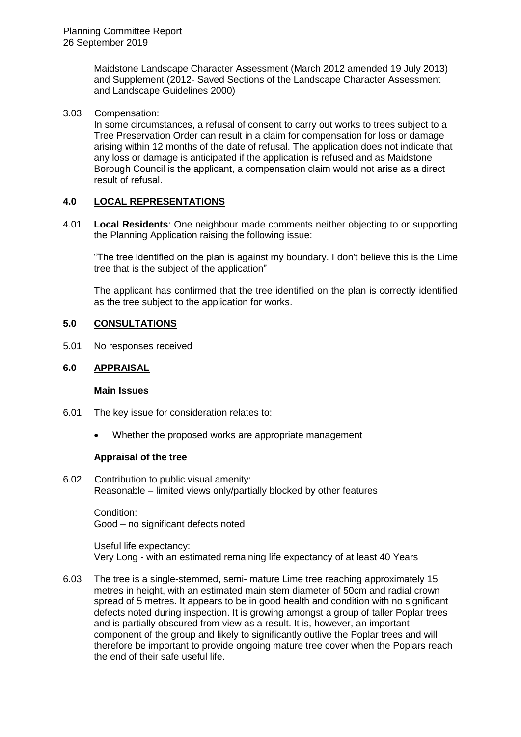Maidstone Landscape Character Assessment (March 2012 amended 19 July 2013) and Supplement (2012- Saved Sections of the Landscape Character Assessment and Landscape Guidelines 2000)

3.03 Compensation:
In some circumstances, a refusal of consent to carry out works to trees subject to a Tree Preservation Order can result in a claim for compensation for loss or damage arising within 12 months of the date of refusal. The application does not indicate that any loss or damage is anticipated if the application is refused and as Maidstone Borough Council is the applicant, a compensation claim would not arise as a direct result of refusal.

## 4.0 LOCAL REPRESENTATIONS

4.01 **Local Residents**: One neighbour made comments neither objecting to or supporting the Planning Application raising the following issue:

"The tree identified on the plan is against my boundary. I don't believe this is the Lime tree that is the subject of the application"

The applicant has confirmed that the tree identified on the plan is correctly identified as the tree subject to the application for works.

## 5.0 CONSULTATIONS

5.01 No responses received

## 6.0 APPRAISAL

### Main Issues

6.01 The key issue for consideration relates to:

- Whether the proposed works are appropriate management

### Appraisal of the tree

6.02 Contribution to public visual amenity:
Reasonable – limited views only/partially blocked by other features

Condition:
Good – no significant defects noted

Useful life expectancy:
Very Long - with an estimated remaining life expectancy of at least 40 Years

6.03 The tree is a single-stemmed, semi- mature Lime tree reaching approximately 15 metres in height, with an estimated main stem diameter of 50cm and radial crown spread of 5 metres. It appears to be in good health and condition with no significant defects noted during inspection. It is growing amongst a group of taller Poplar trees and is partially obscured from view as a result. It is, however, an important component of the group and likely to significantly outlive the Poplar trees and will therefore be important to provide ongoing mature tree cover when the Poplars reach the end of their safe useful life.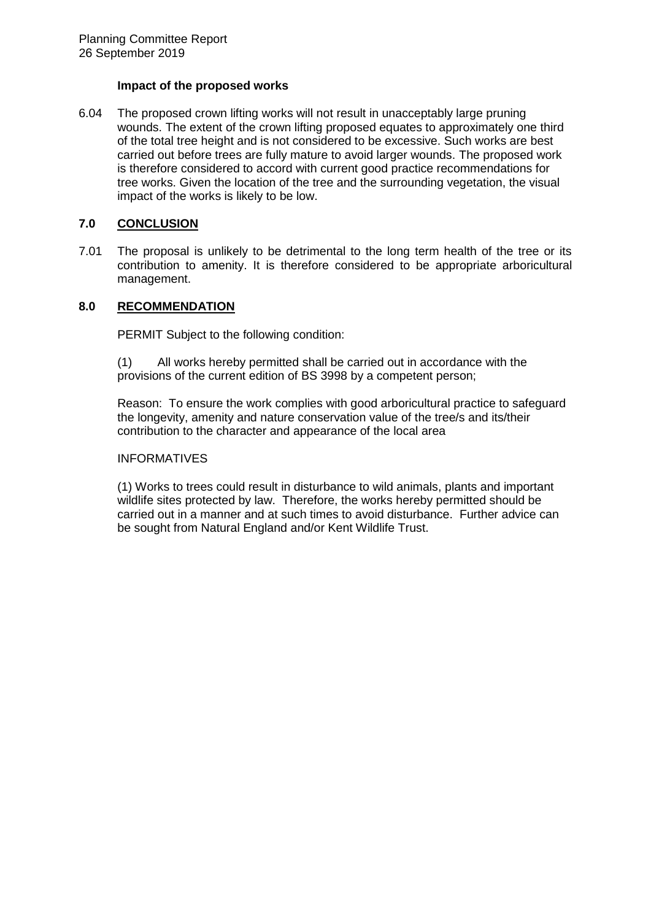**Impact of the proposed works**

6.04 The proposed crown lifting works will not result in unacceptably large pruning wounds. The extent of the crown lifting proposed equates to approximately one third of the total tree height and is not considered to be excessive. Such works are best carried out before trees are fully mature to avoid larger wounds. The proposed work is therefore considered to accord with current good practice recommendations for tree works. Given the location of the tree and the surrounding vegetation, the visual impact of the works is likely to be low.

## 7.0 CONCLUSION

7.01 The proposal is unlikely to be detrimental to the long term health of the tree or its contribution to amenity. It is therefore considered to be appropriate arboricultural management.

## 8.0 RECOMMENDATION

PERMIT Subject to the following condition:

(1) All works hereby permitted shall be carried out in accordance with the provisions of the current edition of BS 3998 by a competent person;

Reason: To ensure the work complies with good arboricultural practice to safeguard the longevity, amenity and nature conservation value of the tree/s and its/their contribution to the character and appearance of the local area

INFORMATIVES

(1) Works to trees could result in disturbance to wild animals, plants and important wildlife sites protected by law. Therefore, the works hereby permitted should be carried out in a manner and at such times to avoid disturbance. Further advice can be sought from Natural England and/or Kent Wildlife Trust.